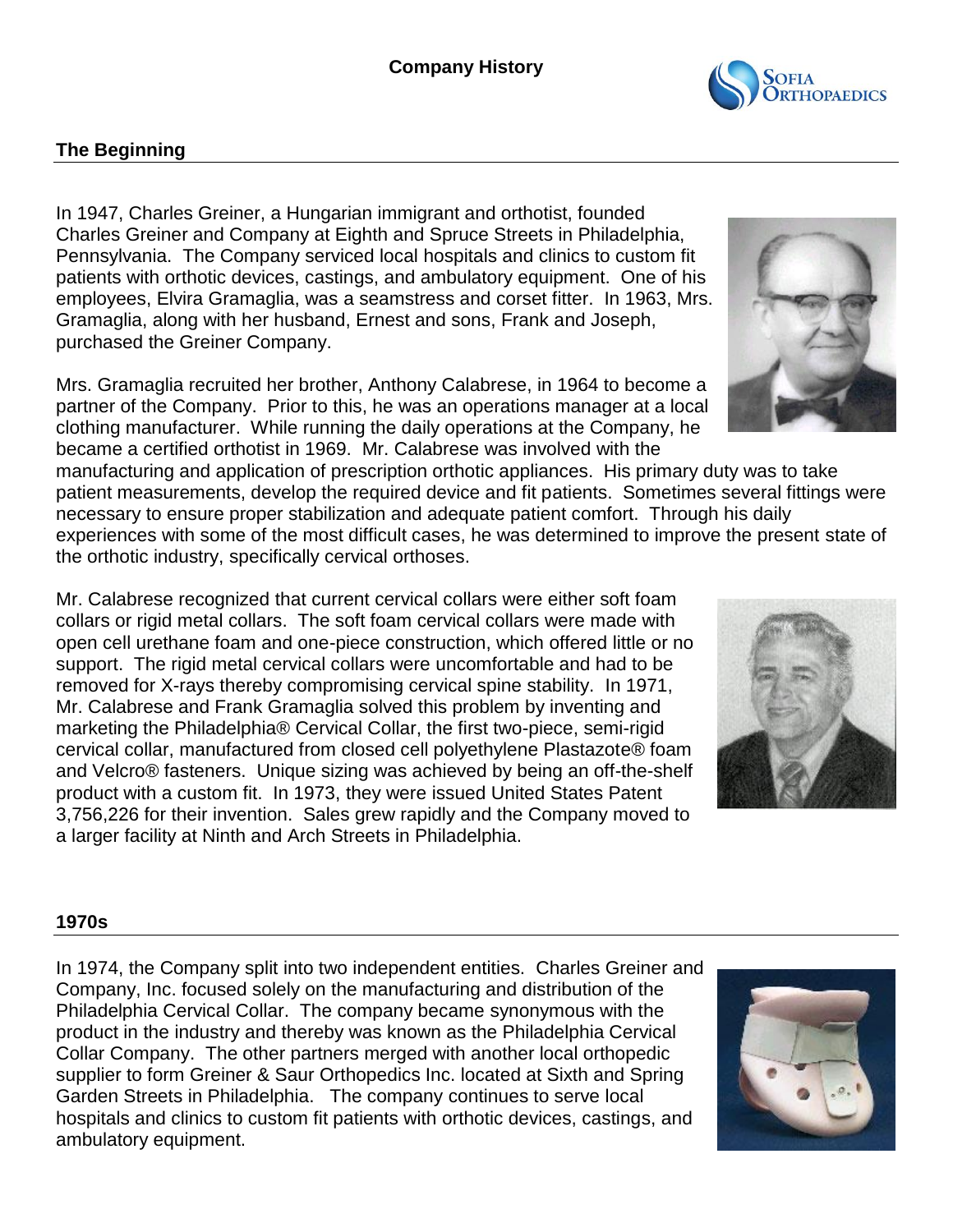# Company History

## The Beginning

In 1947, Charles Greiner, a Hungarian immigrant and orthotist, founded Charles Greiner and Company at Eighth and Spruce Streets in Philadelphia, Pennsylvania. The Company serviced local hospitals and clinics to custom fit patients with orthotic devices, castings, and ambulatory equipment. One of his employees, Elvira Gramaglia, was a seamstress and corset fitter. In 1963, Mrs. Gramaglia, along with her husband, Ernest and sons, Frank and Joseph, purchased the Greiner Company.

Mrs. Gramaglia recruited her brother, Anthony Calabrese, in 1964 to become a partner of the Company. Prior to this, he was an operations manager at a local clothing manufacturer. While running the daily operations at the Company, he became a certified orthotist in 1969. Mr. Calabrese was involved with the manufacturing and application of prescription orthotic appliances. His primary duty was to take patient measurements, develop the required device and fit patients. Sometimes several fittings were necessary to ensure proper stabilization and adequate patient comfort. Through his daily experiences with some of the most difficult cases, he was determined to improve the present state of the orthotic industry, specifically cervical orthoses.

Mr. Calabrese recognized that current cervical collars were either soft foam collars or rigid metal collars. The soft foam cervical collars were made with open cell urethane foam and one-piece construction, which offered little or no support. The rigid metal cervical collars were uncomfortable and had to be removed for X-rays thereby compromising cervical spine stability. In 1971, Mr. Calabrese and Frank Gramaglia solved this problem by inventing and marketing the Philadelphia® Cervical Collar, the first two-piece, semi-rigid cervical collar, manufactured from closed cell polyethylene Plastazote® foam and Velcro® fasteners. Unique sizing was achieved by being an off-the-shelf product with a custom fit. In 1973, they were issued United States Patent 3,756,226 for their invention. Sales grew rapidly and the Company moved to a larger facility at Ninth and Arch Streets in Philadelphia.

## 1970s

In 1974, the Company split into two independent entities. Charles Greiner and Company, Inc. focused solely on the manufacturing and distribution of the Philadelphia Cervical Collar. The company became synonymous with the product in the industry and thereby was known as the Philadelphia Cervical Collar Company. The other partners merged with another local orthopedic supplier to form Greiner & Saur Orthopedics Inc. located at Sixth and Spring Garden Streets in Philadelphia. The company continues to serve local hospitals and clinics to custom fit patients with orthotic devices, castings, and ambulatory equipment.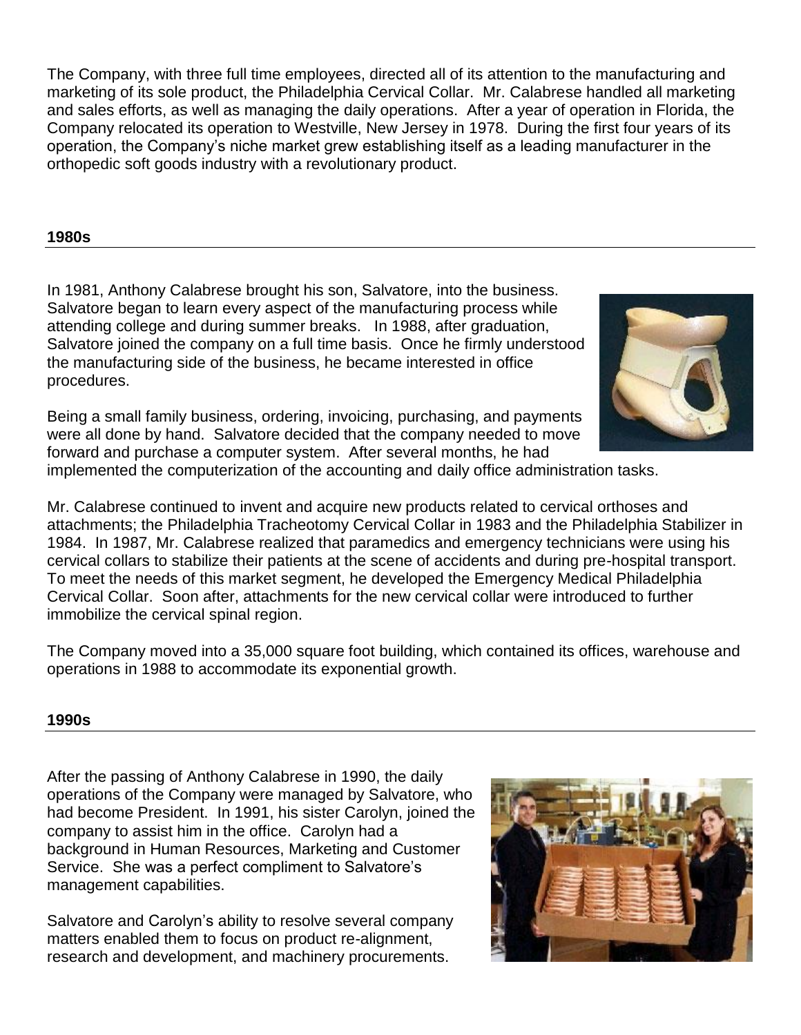The Company, with three full time employees, directed all of its attention to the manufacturing and marketing of its sole product, the Philadelphia Cervical Collar. Mr. Calabrese handled all marketing and sales efforts, as well as managing the daily operations. After a year of operation in Florida, the Company relocated its operation to Westville, New Jersey in 1978. During the first four years of its operation, the Company's niche market grew establishing itself as a leading manufacturer in the orthopedic soft goods industry with a revolutionary product.

## 1980s

In 1981, Anthony Calabrese brought his son, Salvatore, into the business. Salvatore began to learn every aspect of the manufacturing process while attending college and during summer breaks. In 1988, after graduation, Salvatore joined the company on a full time basis. Once he firmly understood the manufacturing side of the business, he became interested in office procedures.

Being a small family business, ordering, invoicing, purchasing, and payments were all done by hand. Salvatore decided that the company needed to move forward and purchase a computer system. After several months, he had implemented the computerization of the accounting and daily office administration tasks.

Mr. Calabrese continued to invent and acquire new products related to cervical orthoses and attachments; the Philadelphia Tracheotomy Cervical Collar in 1983 and the Philadelphia Stabilizer in 1984. In 1987, Mr. Calabrese realized that paramedics and emergency technicians were using his cervical collars to stabilize their patients at the scene of accidents and during pre-hospital transport. To meet the needs of this market segment, he developed the Emergency Medical Philadelphia Cervical Collar. Soon after, attachments for the new cervical collar were introduced to further immobilize the cervical spinal region.

The Company moved into a 35,000 square foot building, which contained its offices, warehouse and operations in 1988 to accommodate its exponential growth.

## 1990s

After the passing of Anthony Calabrese in 1990, the daily operations of the Company were managed by Salvatore, who had become President. In 1991, his sister Carolyn, joined the company to assist him in the office. Carolyn had a background in Human Resources, Marketing and Customer Service. She was a perfect compliment to Salvatore's management capabilities.

Salvatore and Carolyn's ability to resolve several company matters enabled them to focus on product re-alignment, research and development, and machinery procurements.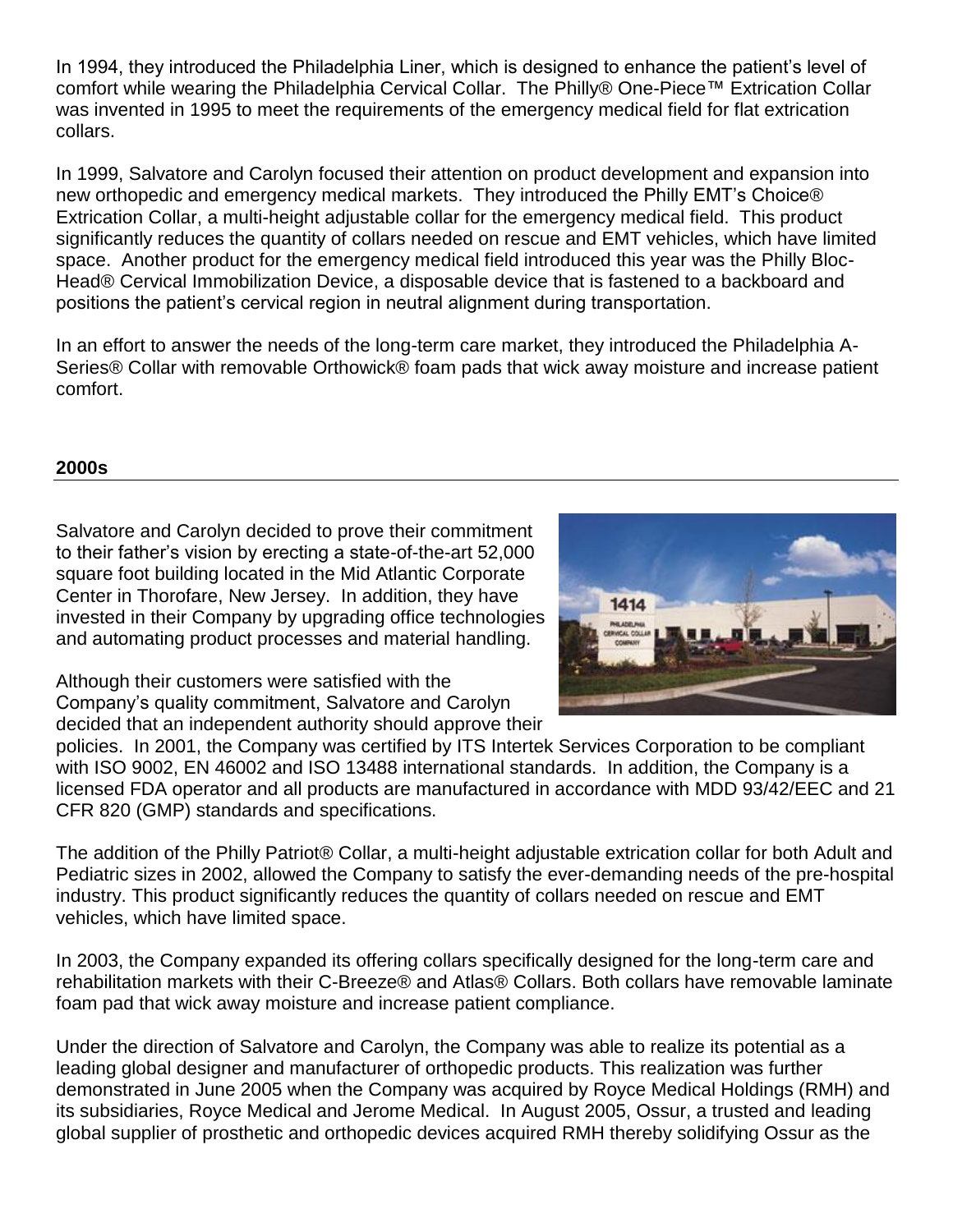In 1994, they introduced the Philadelphia Liner, which is designed to enhance the patient's level of comfort while wearing the Philadelphia Cervical Collar. The Philly® One-Piece™ Extrication Collar was invented in 1995 to meet the requirements of the emergency medical field for flat extrication collars.

In 1999, Salvatore and Carolyn focused their attention on product development and expansion into new orthopedic and emergency medical markets. They introduced the Philly EMT's Choice® Extrication Collar, a multi-height adjustable collar for the emergency medical field. This product significantly reduces the quantity of collars needed on rescue and EMT vehicles, which have limited space. Another product for the emergency medical field introduced this year was the Philly Bloc-Head® Cervical Immobilization Device, a disposable device that is fastened to a backboard and positions the patient's cervical region in neutral alignment during transportation.

In an effort to answer the needs of the long-term care market, they introduced the Philadelphia A-Series® Collar with removable Orthowick® foam pads that wick away moisture and increase patient comfort.

## 2000s

Salvatore and Carolyn decided to prove their commitment to their father's vision by erecting a state-of-the-art 52,000 square foot building located in the Mid Atlantic Corporate Center in Thorofare, New Jersey. In addition, they have invested in their Company by upgrading office technologies and automating product processes and material handling.

Although their customers were satisfied with the Company's quality commitment, Salvatore and Carolyn decided that an independent authority should approve their policies. In 2001, the Company was certified by ITS Intertek Services Corporation to be compliant with ISO 9002, EN 46002 and ISO 13488 international standards. In addition, the Company is a licensed FDA operator and all products are manufactured in accordance with MDD 93/42/EEC and 21 CFR 820 (GMP) standards and specifications.

The addition of the Philly Patriot® Collar, a multi-height adjustable extrication collar for both Adult and Pediatric sizes in 2002, allowed the Company to satisfy the ever-demanding needs of the pre-hospital industry. This product significantly reduces the quantity of collars needed on rescue and EMT vehicles, which have limited space.

In 2003, the Company expanded its offering collars specifically designed for the long-term care and rehabilitation markets with their C-Breeze® and Atlas® Collars. Both collars have removable laminate foam pad that wick away moisture and increase patient compliance.

Under the direction of Salvatore and Carolyn, the Company was able to realize its potential as a leading global designer and manufacturer of orthopedic products. This realization was further demonstrated in June 2005 when the Company was acquired by Royce Medical Holdings (RMH) and its subsidiaries, Royce Medical and Jerome Medical. In August 2005, Ossur, a trusted and leading global supplier of prosthetic and orthopedic devices acquired RMH thereby solidifying Ossur as the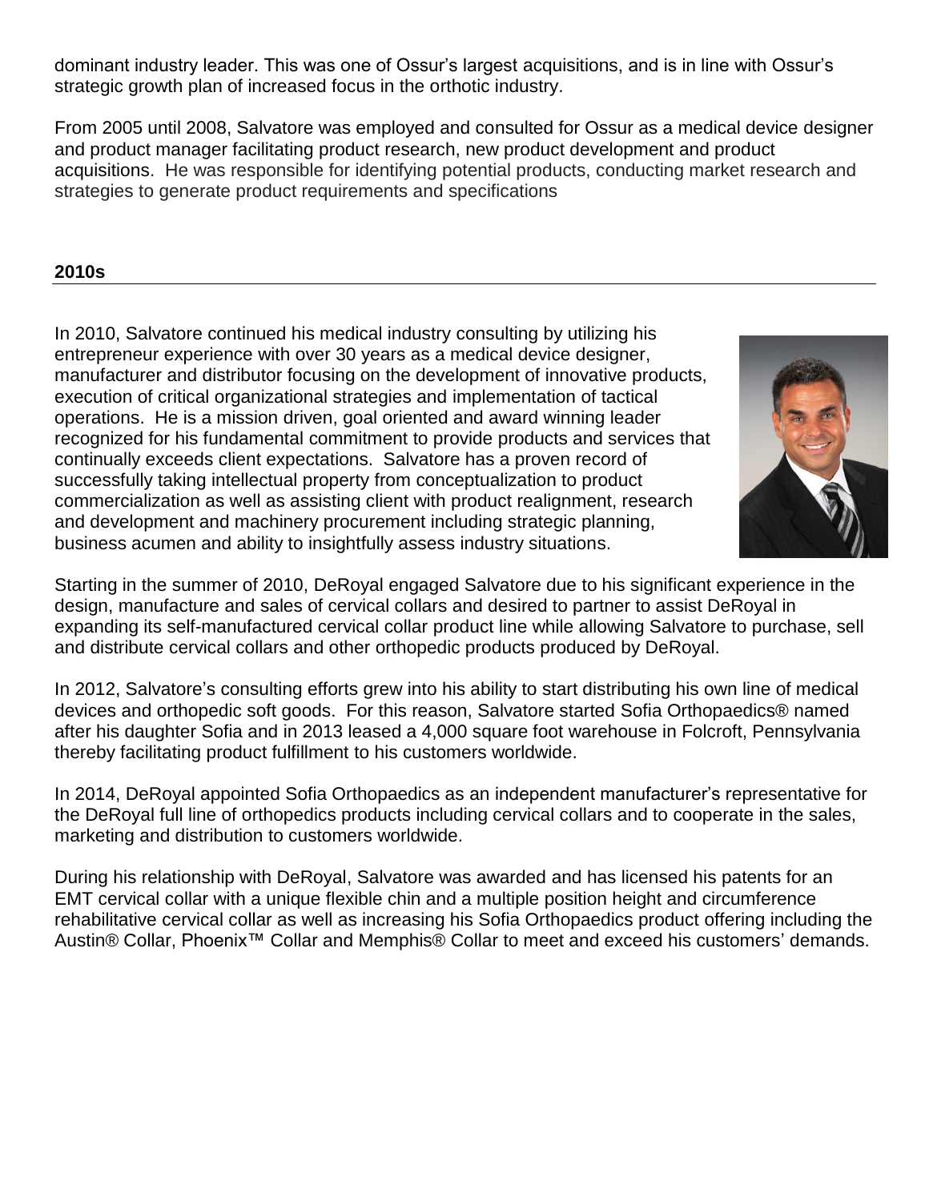dominant industry leader. This was one of Ossur's largest acquisitions, and is in line with Ossur's strategic growth plan of increased focus in the orthotic industry.

From 2005 until 2008, Salvatore was employed and consulted for Ossur as a medical device designer and product manager facilitating product research, new product development and product acquisitions. He was responsible for identifying potential products, conducting market research and strategies to generate product requirements and specifications

## 2010s

In 2010, Salvatore continued his medical industry consulting by utilizing his entrepreneur experience with over 30 years as a medical device designer, manufacturer and distributor focusing on the development of innovative products, execution of critical organizational strategies and implementation of tactical operations. He is a mission driven, goal oriented and award winning leader recognized for his fundamental commitment to provide products and services that continually exceeds client expectations. Salvatore has a proven record of successfully taking intellectual property from conceptualization to product commercialization as well as assisting client with product realignment, research and development and machinery procurement including strategic planning, business acumen and ability to insightfully assess industry situations.

Starting in the summer of 2010, DeRoyal engaged Salvatore due to his significant experience in the design, manufacture and sales of cervical collars and desired to partner to assist DeRoyal in expanding its self-manufactured cervical collar product line while allowing Salvatore to purchase, sell and distribute cervical collars and other orthopedic products produced by DeRoyal.

In 2012, Salvatore's consulting efforts grew into his ability to start distributing his own line of medical devices and orthopedic soft goods. For this reason, Salvatore started Sofia Orthopaedics® named after his daughter Sofia and in 2013 leased a 4,000 square foot warehouse in Folcroft, Pennsylvania thereby facilitating product fulfillment to his customers worldwide.

In 2014, DeRoyal appointed Sofia Orthopaedics as an independent manufacturer's representative for the DeRoyal full line of orthopedics products including cervical collars and to cooperate in the sales, marketing and distribution to customers worldwide.

During his relationship with DeRoyal, Salvatore was awarded and has licensed his patents for an EMT cervical collar with a unique flexible chin and a multiple position height and circumference rehabilitative cervical collar as well as increasing his Sofia Orthopaedics product offering including the Austin® Collar, Phoenix™ Collar and Memphis® Collar to meet and exceed his customers' demands.